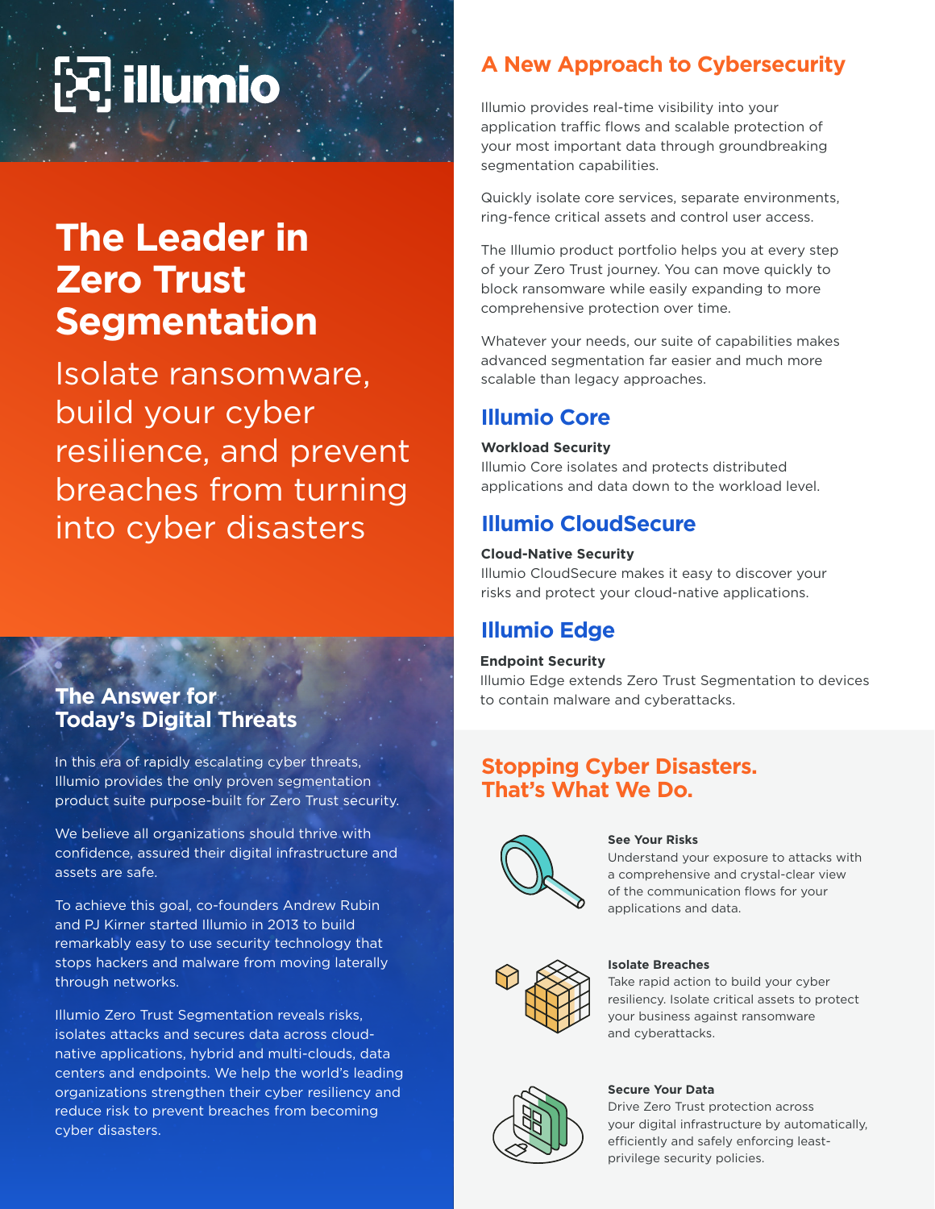illumio

# The Leader in Zero Trust Segmentation

Isolate ransomware, build your cyber resilience, and prevent breaches from turning into cyber disasters

## The Answer for Today's Digital Threats

In this era of rapidly escalating cyber threats, Illumio provides the only proven segmentation product suite purpose-built for Zero Trust security.

We believe all organizations should thrive with confidence, assured their digital infrastructure and assets are safe.

To achieve this goal, co-founders Andrew Rubin and PJ Kirner started Illumio in 2013 to build remarkably easy to use security technology that stops hackers and malware from moving laterally through networks.

Illumio Zero Trust Segmentation reveals risks, isolates attacks and secures data across cloud-native applications, hybrid and multi-clouds, data centers and endpoints. We help the world's leading organizations strengthen their cyber resiliency and reduce risk to prevent breaches from becoming cyber disasters.

## A New Approach to Cybersecurity

Illumio provides real-time visibility into your application traffic flows and scalable protection of your most important data through groundbreaking segmentation capabilities.

Quickly isolate core services, separate environments, ring-fence critical assets and control user access.

The Illumio product portfolio helps you at every step of your Zero Trust journey. You can move quickly to block ransomware while easily expanding to more comprehensive protection over time.

Whatever your needs, our suite of capabilities makes advanced segmentation far easier and much more scalable than legacy approaches.

### Illumio Core

**Workload Security**
Illumio Core isolates and protects distributed applications and data down to the workload level.

### Illumio CloudSecure

**Cloud-Native Security**
Illumio CloudSecure makes it easy to discover your risks and protect your cloud-native applications.

### Illumio Edge

**Endpoint Security**
Illumio Edge extends Zero Trust Segmentation to devices to contain malware and cyberattacks.

## Stopping Cyber Disasters. That's What We Do.

**See Your Risks**
Understand your exposure to attacks with a comprehensive and crystal-clear view of the communication flows for your applications and data.

**Isolate Breaches**
Take rapid action to build your cyber resiliency. Isolate critical assets to protect your business against ransomware and cyberattacks.

**Secure Your Data**
Drive Zero Trust protection across your digital infrastructure by automatically, efficiently and safely enforcing least-privilege security policies.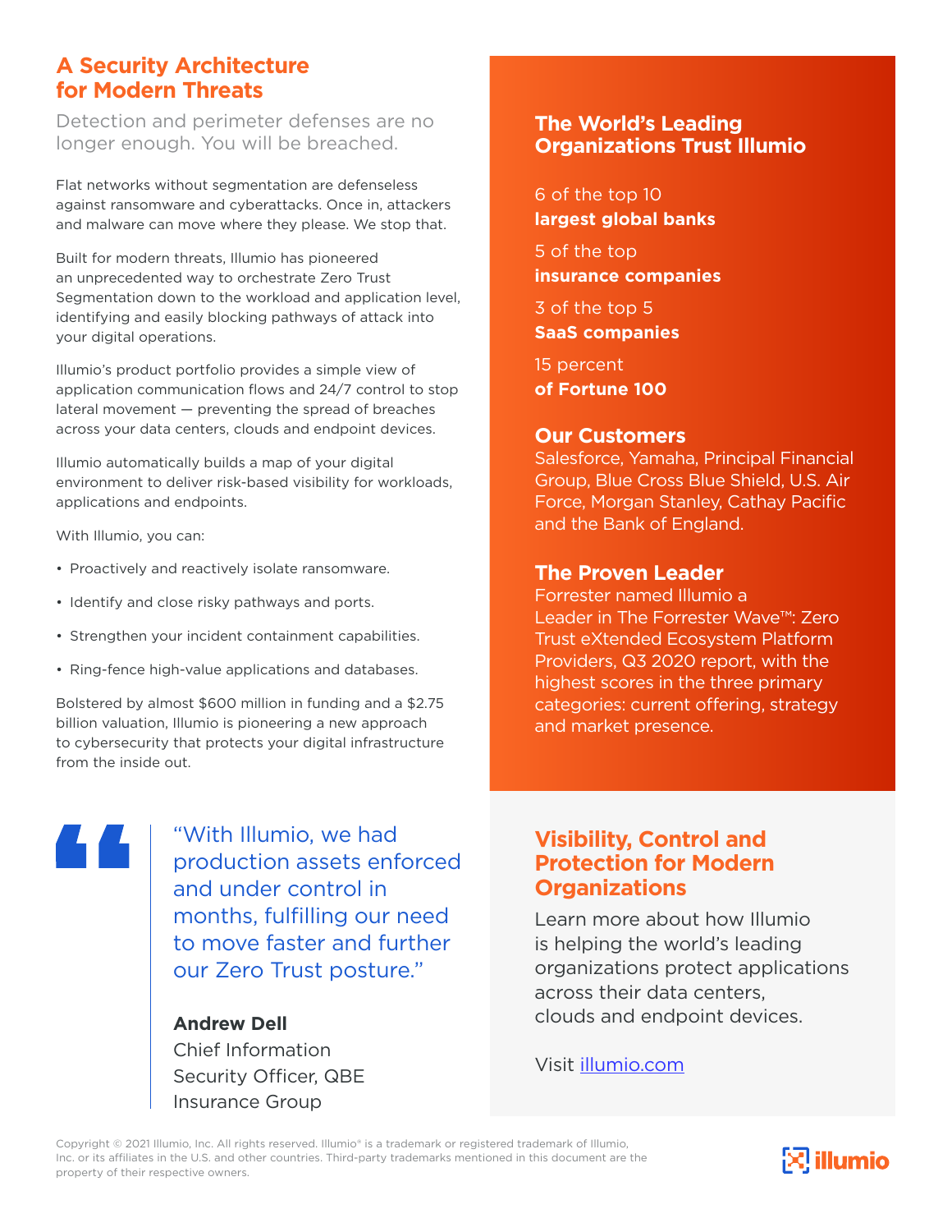## A Security Architecture for Modern Threats

Detection and perimeter defenses are no longer enough. You will be breached.

Flat networks without segmentation are defenseless against ransomware and cyberattacks. Once in, attackers and malware can move where they please. We stop that.

Built for modern threats, Illumio has pioneered an unprecedented way to orchestrate Zero Trust Segmentation down to the workload and application level, identifying and easily blocking pathways of attack into your digital operations.

Illumio's product portfolio provides a simple view of application communication flows and 24/7 control to stop lateral movement — preventing the spread of breaches across your data centers, clouds and endpoint devices.

Illumio automatically builds a map of your digital environment to deliver risk-based visibility for workloads, applications and endpoints.

With Illumio, you can:

- Proactively and reactively isolate ransomware.
- Identify and close risky pathways and ports.
- Strengthen your incident containment capabilities.
- Ring-fence high-value applications and databases.

Bolstered by almost $600 million in funding and a $2.75 billion valuation, Illumio is pioneering a new approach to cybersecurity that protects your digital infrastructure from the inside out.

> "With Illumio, we had production assets enforced and under control in months, fulfilling our need to move faster and further our Zero Trust posture."
>
> **Andrew Dell**
> Chief Information Security Officer, QBE Insurance Group

## The World's Leading Organizations Trust Illumio

6 of the top 10 **largest global banks**

5 of the top **insurance companies**

3 of the top 5 **SaaS companies**

15 percent **of Fortune 100**

### Our Customers

Salesforce, Yamaha, Principal Financial Group, Blue Cross Blue Shield, U.S. Air Force, Morgan Stanley, Cathay Pacific and the Bank of England.

### The Proven Leader

Forrester named Illumio a Leader in The Forrester Wave™: Zero Trust eXtended Ecosystem Platform Providers, Q3 2020 report, with the highest scores in the three primary categories: current offering, strategy and market presence.

## Visibility, Control and Protection for Modern Organizations

Learn more about how Illumio is helping the world's leading organizations protect applications across their data centers, clouds and endpoint devices.

Visit [illumio.com](illumio.com)

Copyright © 2021 Illumio, Inc. All rights reserved. Illumio® is a trademark or registered trademark of Illumio, Inc. or its affiliates in the U.S. and other countries. Third-party trademarks mentioned in this document are the property of their respective owners.

illumio